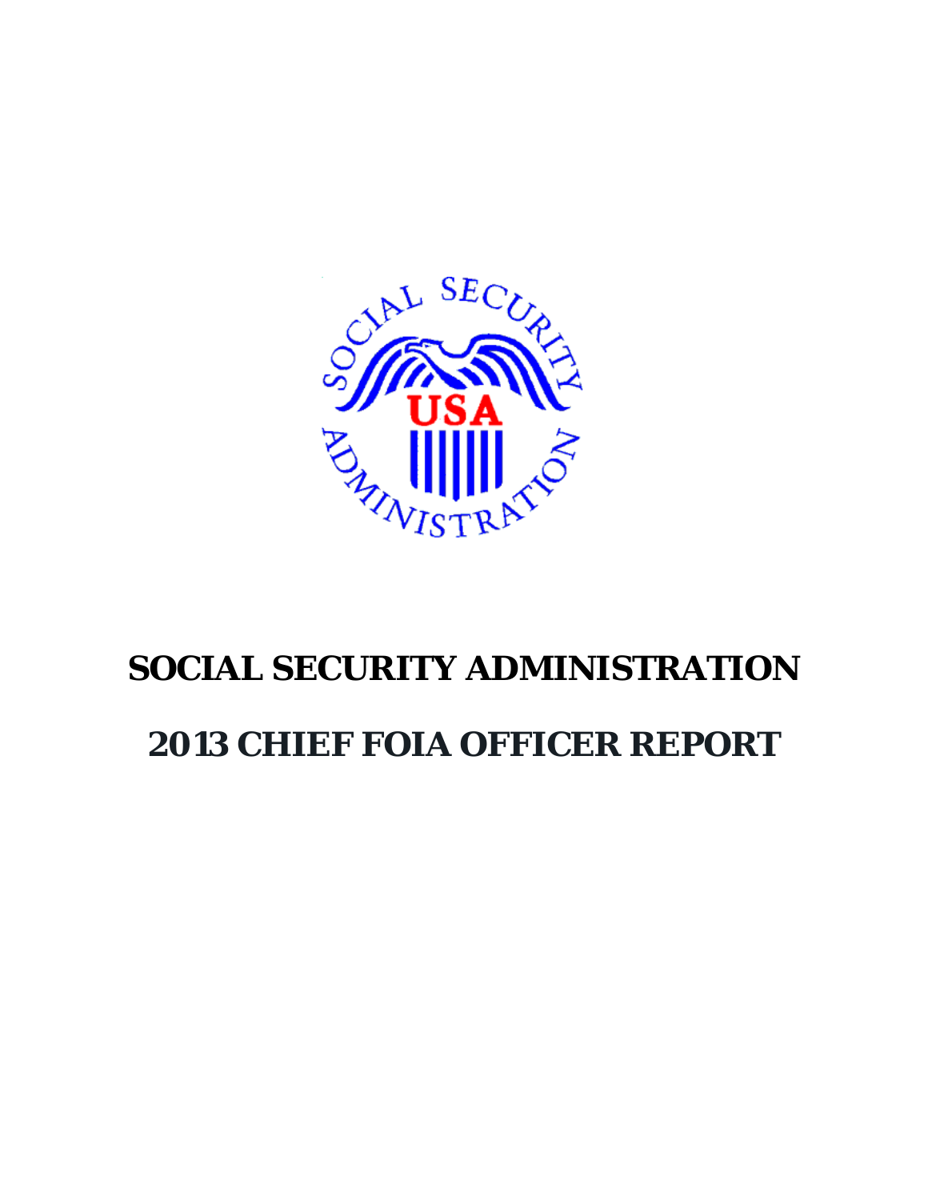# SOCIAL SECURITY ADMINISTRATION

# 2013 CHIEF FOIA OFFICER REPORT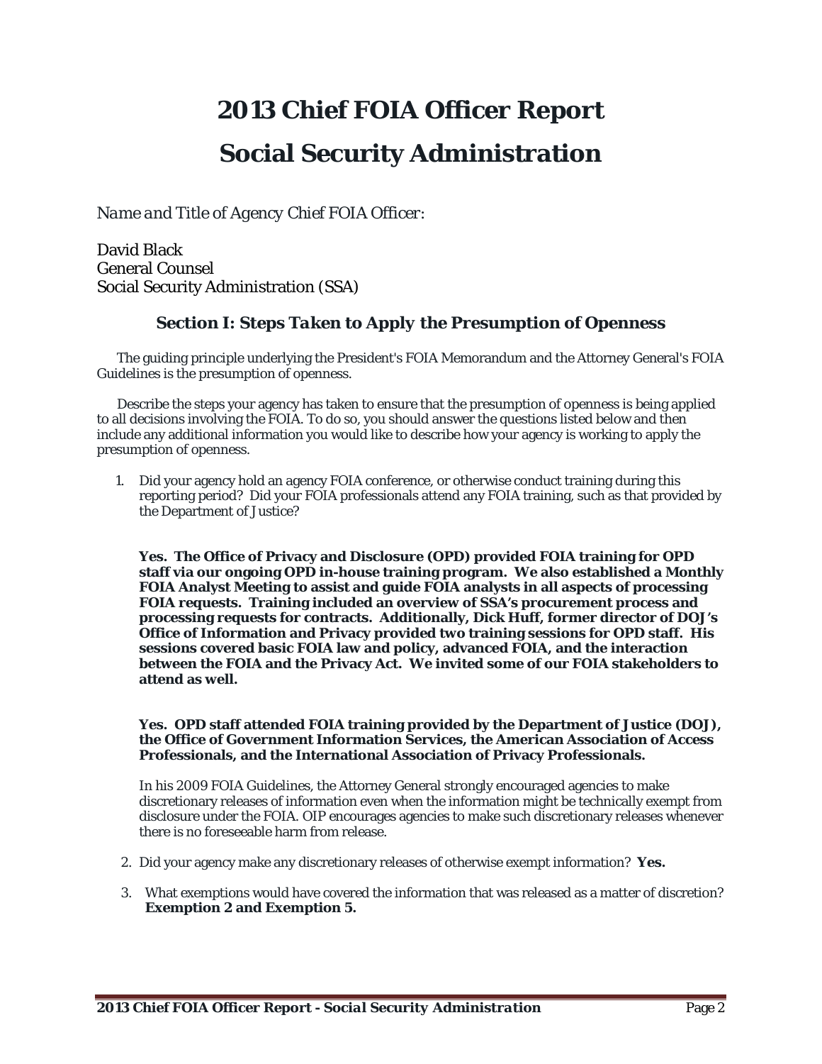# 2013 Chief FOIA Officer Report

# Social Security Administration

*Name and Title of Agency Chief FOIA Officer:*

David Black
General Counsel
Social Security Administration (SSA)

## Section I: Steps Taken to Apply the Presumption of Openness

The guiding principle underlying the President's FOIA Memorandum and the Attorney General's FOIA Guidelines is the presumption of openness.

Describe the steps your agency has taken to ensure that the presumption of openness is being applied to all decisions involving the FOIA. To do so, you should answer the questions listed below and then include any additional information you would like to describe how your agency is working to apply the presumption of openness.

1. Did your agency hold an agency FOIA conference, or otherwise conduct training during this reporting period? Did your FOIA professionals attend any FOIA training, such as that provided by the Department of Justice?

   **Yes. The Office of Privacy and Disclosure (OPD) provided FOIA training for OPD staff via our ongoing OPD in-house training program. We also established a Monthly FOIA Analyst Meeting to assist and guide FOIA analysts in all aspects of processing FOIA requests. Training included an overview of SSA's procurement process and processing requests for contracts. Additionally, Dick Huff, former director of DOJ's Office of Information and Privacy provided two training sessions for OPD staff. His sessions covered basic FOIA law and policy, advanced FOIA, and the interaction between the FOIA and the Privacy Act. We invited some of our FOIA stakeholders to attend as well.**

   **Yes. OPD staff attended FOIA training provided by the Department of Justice (DOJ), the Office of Government Information Services, the American Association of Access Professionals, and the International Association of Privacy Professionals.**

   In his 2009 FOIA Guidelines, the Attorney General strongly encouraged agencies to make discretionary releases of information even when the information might be technically exempt from disclosure under the FOIA. OIP encourages agencies to make such discretionary releases whenever there is no foreseeable harm from release.

2. Did your agency make any discretionary releases of otherwise exempt information? **Yes.**

3. What exemptions would have covered the information that was released as a matter of discretion? **Exemption 2 and Exemption 5.**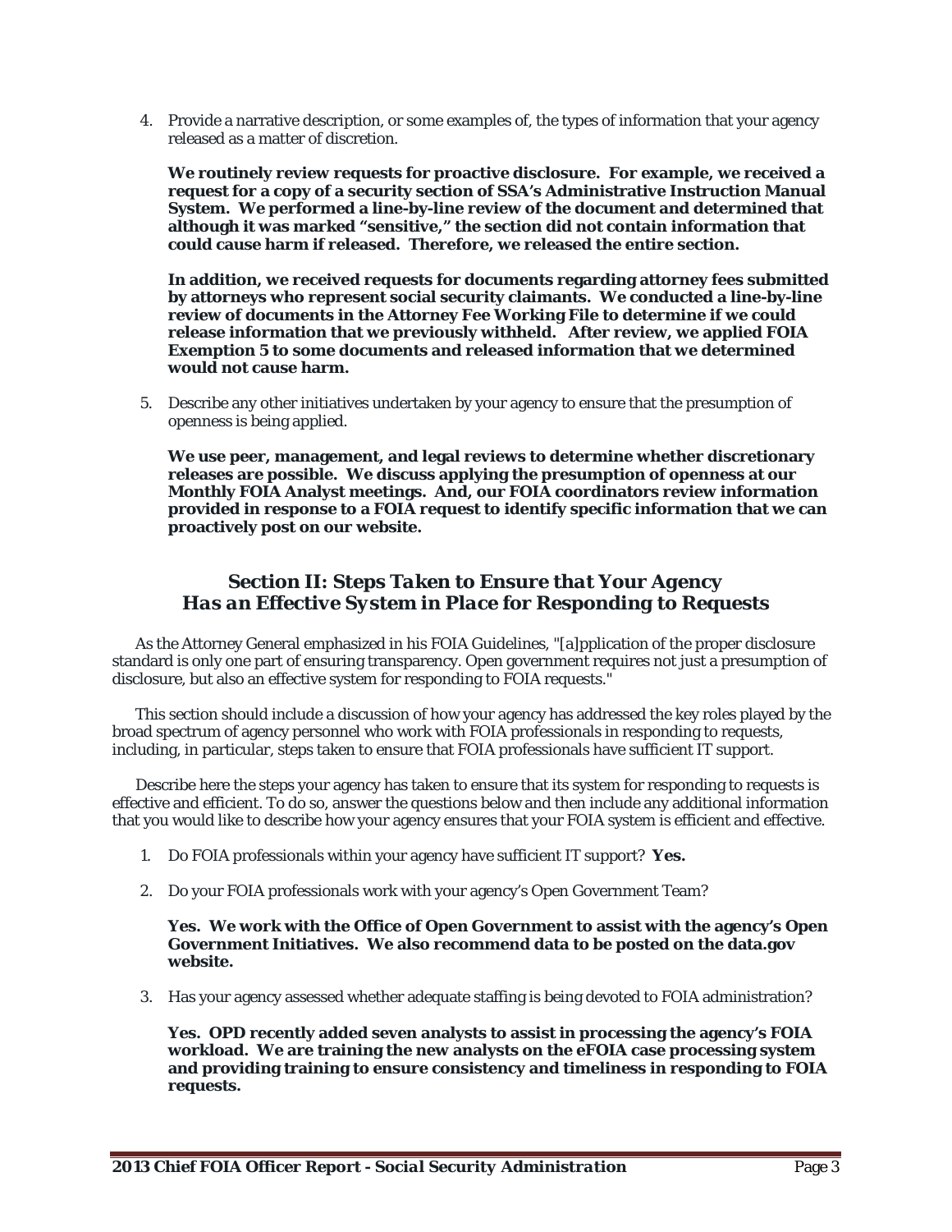4. Provide a narrative description, or some examples of, the types of information that your agency released as a matter of discretion.

   **We routinely review requests for proactive disclosure. For example, we received a request for a copy of a security section of SSA's Administrative Instruction Manual System. We performed a line-by-line review of the document and determined that although it was marked "sensitive," the section did not contain information that could cause harm if released. Therefore, we released the entire section.**

   **In addition, we received requests for documents regarding attorney fees submitted by attorneys who represent social security claimants. We conducted a line-by-line review of documents in the Attorney Fee Working File to determine if we could release information that we previously withheld. After review, we applied FOIA Exemption 5 to some documents and released information that we determined would not cause harm.**

5. Describe any other initiatives undertaken by your agency to ensure that the presumption of openness is being applied.

   **We use peer, management, and legal reviews to determine whether discretionary releases are possible. We discuss applying the presumption of openness at our Monthly FOIA Analyst meetings. And, our FOIA coordinators review information provided in response to a FOIA request to identify specific information that we can proactively post on our website.**

## *Section II: Steps Taken to Ensure that Your Agency Has an Effective System in Place for Responding to Requests*

As the Attorney General emphasized in his FOIA Guidelines, "[a]pplication of the proper disclosure standard is only one part of ensuring transparency. Open government requires not just a presumption of disclosure, but also an effective system for responding to FOIA requests."

This section should include a discussion of how your agency has addressed the key roles played by the broad spectrum of agency personnel who work with FOIA professionals in responding to requests, including, in particular, steps taken to ensure that FOIA professionals have sufficient IT support.

Describe here the steps your agency has taken to ensure that its system for responding to requests is effective and efficient. To do so, answer the questions below and then include any additional information that you would like to describe how your agency ensures that your FOIA system is efficient and effective.

1. Do FOIA professionals within your agency have sufficient IT support? **Yes.**

2. Do your FOIA professionals work with your agency's Open Government Team?

   **Yes. We work with the Office of Open Government to assist with the agency's Open Government Initiatives. We also recommend data to be posted on the data.gov website.**

3. Has your agency assessed whether adequate staffing is being devoted to FOIA administration?

   **Yes. OPD recently added seven analysts to assist in processing the agency's FOIA workload. We are training the new analysts on the eFOIA case processing system and providing training to ensure consistency and timeliness in responding to FOIA requests.**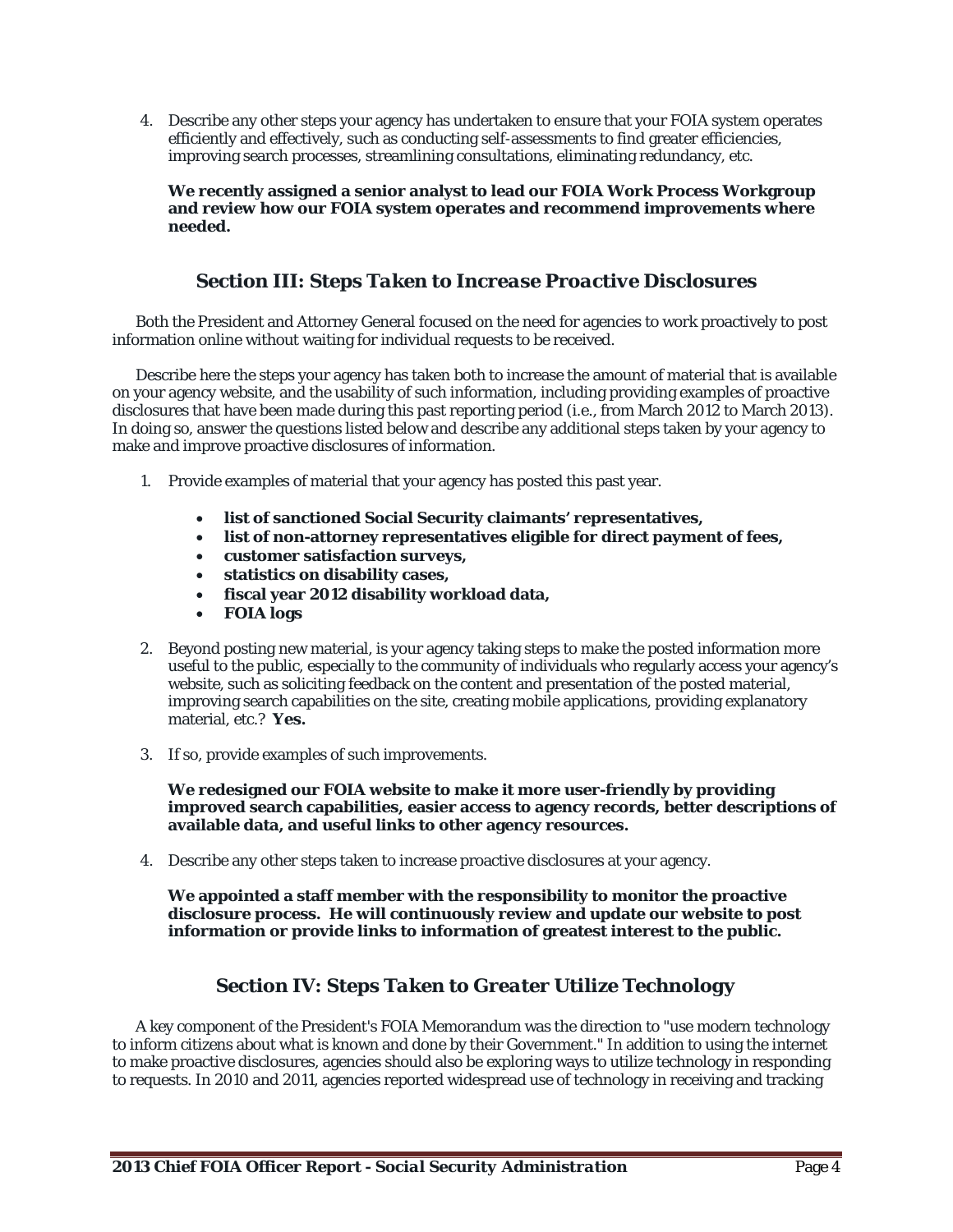4. Describe any other steps your agency has undertaken to ensure that your FOIA system operates efficiently and effectively, such as conducting self-assessments to find greater efficiencies, improving search processes, streamlining consultations, eliminating redundancy, etc.

   **We recently assigned a senior analyst to lead our FOIA Work Process Workgroup and review how our FOIA system operates and recommend improvements where needed.**

## Section III: Steps Taken to Increase Proactive Disclosures

Both the President and Attorney General focused on the need for agencies to work proactively to post information online without waiting for individual requests to be received.

Describe here the steps your agency has taken both to increase the amount of material that is available on your agency website, and the usability of such information, including providing examples of proactive disclosures that have been made during this past reporting period (i.e., from March 2012 to March 2013). In doing so, answer the questions listed below and describe any additional steps taken by your agency to make and improve proactive disclosures of information.

1. Provide examples of material that your agency has posted this past year.

   - **list of sanctioned Social Security claimants' representatives,**
   - **list of non-attorney representatives eligible for direct payment of fees,**
   - **customer satisfaction surveys,**
   - **statistics on disability cases,**
   - **fiscal year 2012 disability workload data,**
   - **FOIA logs**

2. Beyond posting new material, is your agency taking steps to make the posted information more useful to the public, especially to the community of individuals who regularly access your agency's website, such as soliciting feedback on the content and presentation of the posted material, improving search capabilities on the site, creating mobile applications, providing explanatory material, etc.? **Yes.**

3. If so, provide examples of such improvements.

   **We redesigned our FOIA website to make it more user-friendly by providing improved search capabilities, easier access to agency records, better descriptions of available data, and useful links to other agency resources.**

4. Describe any other steps taken to increase proactive disclosures at your agency.

   **We appointed a staff member with the responsibility to monitor the proactive disclosure process. He will continuously review and update our website to post information or provide links to information of greatest interest to the public.**

## Section IV: Steps Taken to Greater Utilize Technology

A key component of the President's FOIA Memorandum was the direction to "use modern technology to inform citizens about what is known and done by their Government." In addition to using the internet to make proactive disclosures, agencies should also be exploring ways to utilize technology in responding to requests. In 2010 and 2011, agencies reported widespread use of technology in receiving and tracking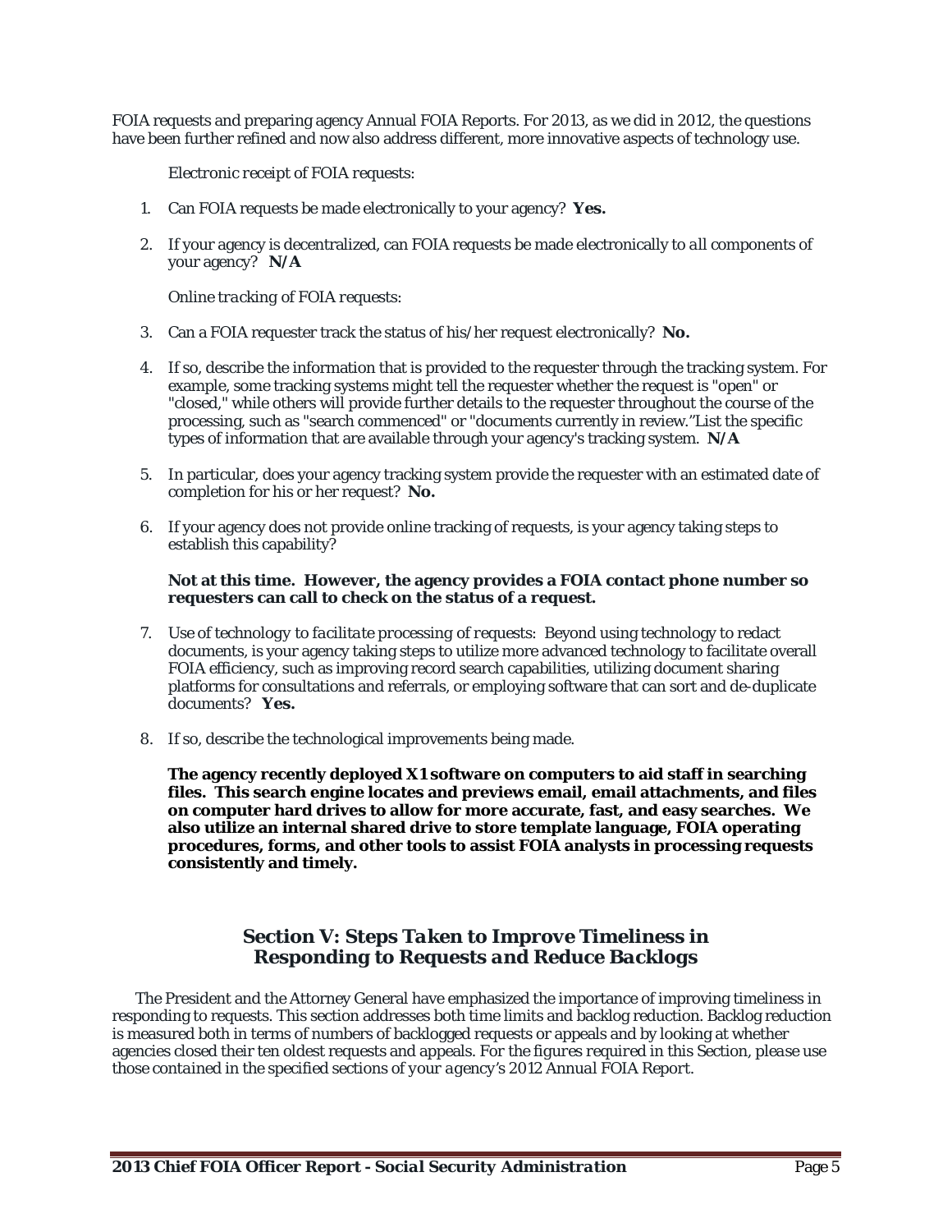FOIA requests and preparing agency Annual FOIA Reports. For 2013, as we did in 2012, the questions have been further refined and now also address different, more innovative aspects of technology use.

*Electronic receipt of FOIA requests:*

1. Can FOIA requests be made electronically to your agency? **Yes.**

2. If your agency is decentralized, can FOIA requests be made electronically to *all* components of your agency? **N/A**

*Online tracking of FOIA requests:*

3. Can a FOIA requester track the status of his/her request electronically? **No.**

4. If so, describe the information that is provided to the requester through the tracking system. For example, some tracking systems might tell the requester whether the request is "open" or "closed," while others will provide further details to the requester throughout the course of the processing, such as "search commenced" or "documents currently in review."List the specific types of information that are available through your agency's tracking system. **N/A**

5. In particular, does your agency tracking system provide the requester with an estimated date of completion for his or her request? **No.**

6. If your agency does not provide online tracking of requests, is your agency taking steps to establish this capability?

   **Not at this time. However, the agency provides a FOIA contact phone number so requesters can call to check on the status of a request.**

7. *Use of technology to facilitate processing of requests:* Beyond using technology to redact documents, is your agency taking steps to utilize more advanced technology to facilitate overall FOIA efficiency, such as improving record search capabilities, utilizing document sharing platforms for consultations and referrals, or employing software that can sort and de-duplicate documents? **Yes.**

8. If so, describe the technological improvements being made.

   **The agency recently deployed X1 software on computers to aid staff in searching files. This search engine locates and previews email, email attachments, and files on computer hard drives to allow for more accurate, fast, and easy searches. We also utilize an internal shared drive to store template language, FOIA operating procedures, forms, and other tools to assist FOIA analysts in processing requests consistently and timely.**

## Section V: Steps Taken to Improve Timeliness in Responding to Requests and Reduce Backlogs

The President and the Attorney General have emphasized the importance of improving timeliness in responding to requests. This section addresses both time limits and backlog reduction. Backlog reduction is measured both in terms of numbers of backlogged requests or appeals and by looking at whether agencies closed their ten oldest requests and appeals. *For the figures required in this Section, please use those contained in the specified sections of your agency's 2012 Annual FOIA Report.*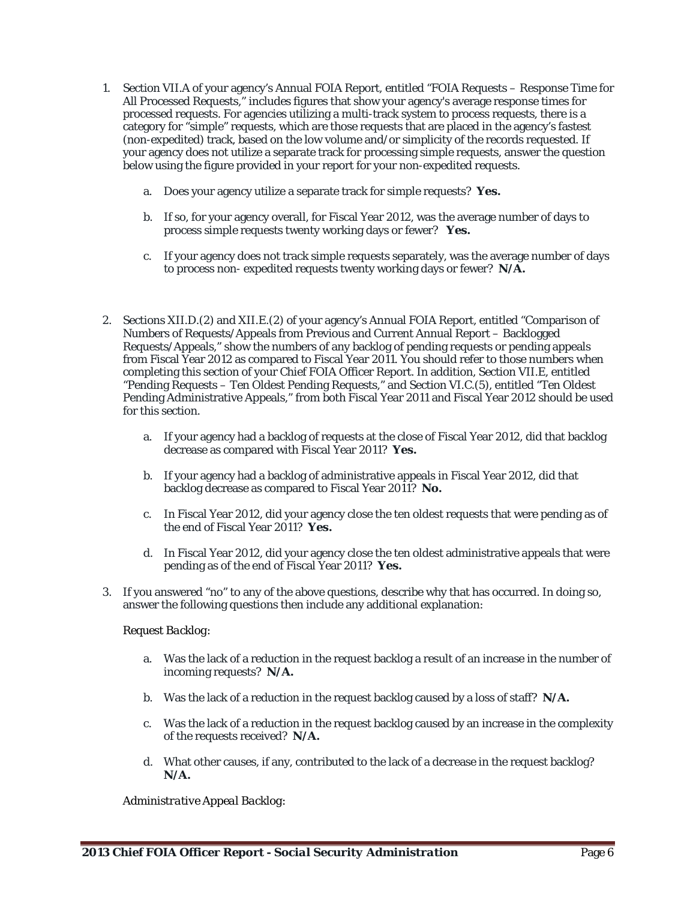1. Section VII.A of your agency's Annual FOIA Report, entitled "FOIA Requests – Response Time for All Processed Requests," includes figures that show your agency's average response times for processed requests. For agencies utilizing a multi-track system to process requests, there is a category for "simple" requests, which are those requests that are placed in the agency's fastest (non-expedited) track, based on the low volume and/or simplicity of the records requested. If your agency does not utilize a separate track for processing simple requests, answer the question below using the figure provided in your report for your non-expedited requests.

    a. Does your agency utilize a separate track for simple requests? **Yes.**

    b. If so, for your agency overall, for Fiscal Year 2012, was the average number of days to process simple requests twenty working days or fewer? **Yes.**

    c. If your agency does not track simple requests separately, was the average number of days to process non- expedited requests twenty working days or fewer? **N/A.**

2. Sections XII.D.(2) and XII.E.(2) of your agency's Annual FOIA Report, entitled "Comparison of Numbers of Requests/Appeals from Previous and Current Annual Report – Backlogged Requests/Appeals," show the numbers of any backlog of pending requests or pending appeals from Fiscal Year 2012 as compared to Fiscal Year 2011. You should refer to those numbers when completing this section of your Chief FOIA Officer Report. In addition, Section VII.E, entitled "Pending Requests – Ten Oldest Pending Requests," and Section VI.C.(5), entitled "Ten Oldest Pending Administrative Appeals," from both Fiscal Year 2011 and Fiscal Year 2012 should be used for this section.

    a. If your agency had a backlog of requests at the close of Fiscal Year 2012, did that backlog decrease as compared with Fiscal Year 2011? **Yes.**

    b. If your agency had a backlog of administrative appeals in Fiscal Year 2012, did that backlog decrease as compared to Fiscal Year 2011? **No.**

    c. In Fiscal Year 2012, did your agency close the ten oldest requests that were pending as of the end of Fiscal Year 2011? **Yes.**

    d. In Fiscal Year 2012, did your agency close the ten oldest administrative appeals that were pending as of the end of Fiscal Year 2011? **Yes.**

3. If you answered "no" to any of the above questions, describe why that has occurred. In doing so, answer the following questions then include any additional explanation:

    *Request Backlog:*

    a. Was the lack of a reduction in the request backlog a result of an increase in the number of incoming requests? **N/A.**

    b. Was the lack of a reduction in the request backlog caused by a loss of staff? **N/A.**

    c. Was the lack of a reduction in the request backlog caused by an increase in the complexity of the requests received? **N/A.**

    d. What other causes, if any, contributed to the lack of a decrease in the request backlog? **N/A.**

    *Administrative Appeal Backlog:*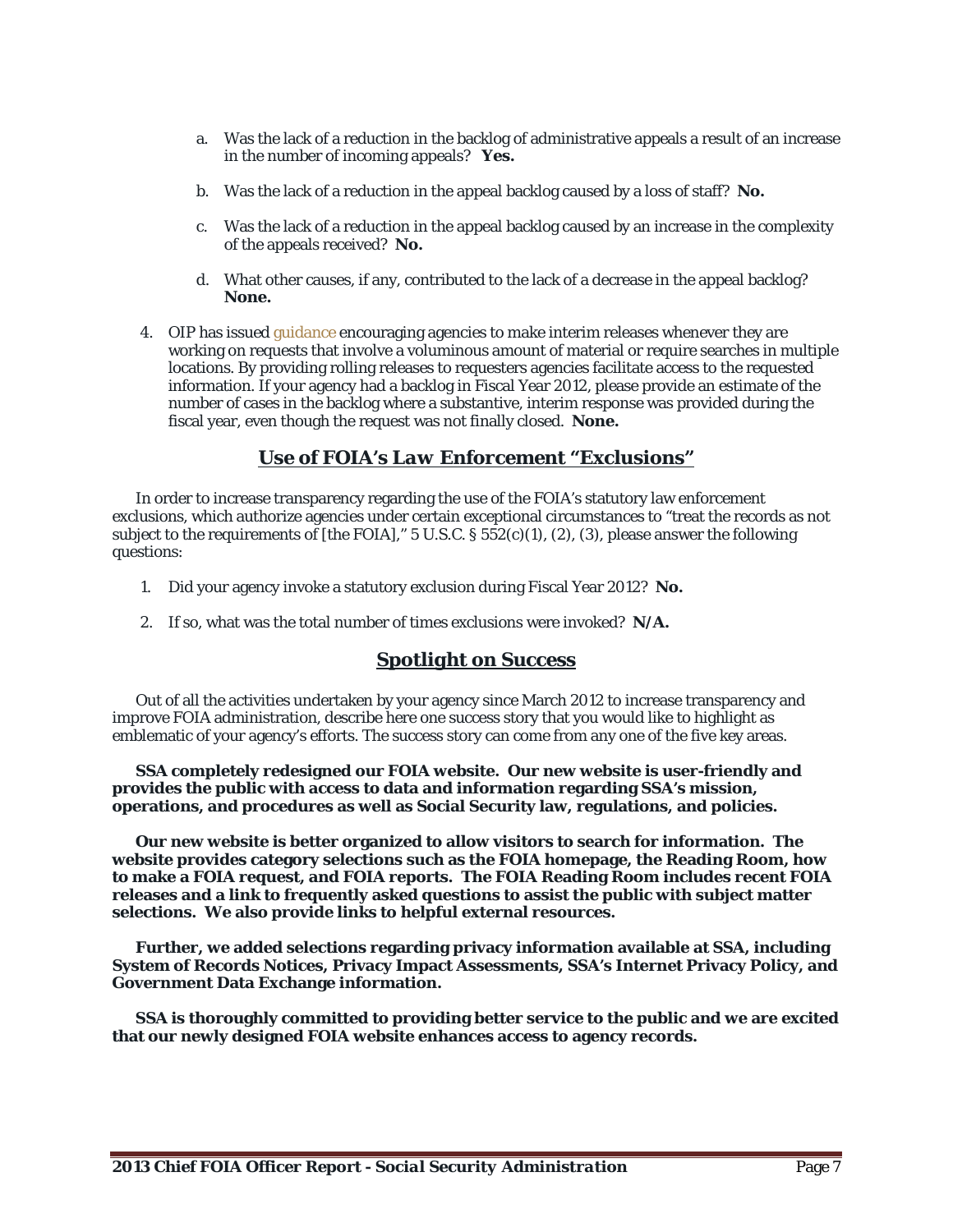a. Was the lack of a reduction in the backlog of administrative appeals a result of an increase in the number of incoming appeals? **Yes.**

b. Was the lack of a reduction in the appeal backlog caused by a loss of staff? **No.**

c. Was the lack of a reduction in the appeal backlog caused by an increase in the complexity of the appeals received? **No.**

d. What other causes, if any, contributed to the lack of a decrease in the appeal backlog? **None.**

4. OIP has issued guidance encouraging agencies to make interim releases whenever they are working on requests that involve a voluminous amount of material or require searches in multiple locations. By providing rolling releases to requesters agencies facilitate access to the requested information. If your agency had a backlog in Fiscal Year 2012, please provide an estimate of the number of cases in the backlog where a substantive, interim response was provided during the fiscal year, even though the request was not finally closed. **None.**

## Use of FOIA's Law Enforcement "Exclusions"

In order to increase transparency regarding the use of the FOIA's statutory law enforcement exclusions, which authorize agencies under certain exceptional circumstances to "treat the records as not subject to the requirements of [the FOIA]," 5 U.S.C. § 552(c)(1), (2), (3), please answer the following questions:

1. Did your agency invoke a statutory exclusion during Fiscal Year 2012? **No.**
2. If so, what was the total number of times exclusions were invoked? **N/A.**

## Spotlight on Success

Out of all the activities undertaken by your agency since March 2012 to increase transparency and improve FOIA administration, describe here one success story that you would like to highlight as emblematic of your agency's efforts. The success story can come from any one of the five key areas.

**SSA completely redesigned our FOIA website. Our new website is user-friendly and provides the public with access to data and information regarding SSA's mission, operations, and procedures as well as Social Security law, regulations, and policies.**

**Our new website is better organized to allow visitors to search for information. The website provides category selections such as the FOIA homepage, the Reading Room, how to make a FOIA request, and FOIA reports. The FOIA Reading Room includes recent FOIA releases and a link to frequently asked questions to assist the public with subject matter selections. We also provide links to helpful external resources.**

**Further, we added selections regarding privacy information available at SSA, including System of Records Notices, Privacy Impact Assessments, SSA's Internet Privacy Policy, and Government Data Exchange information.**

**SSA is thoroughly committed to providing better service to the public and we are excited that our newly designed FOIA website enhances access to agency records.**